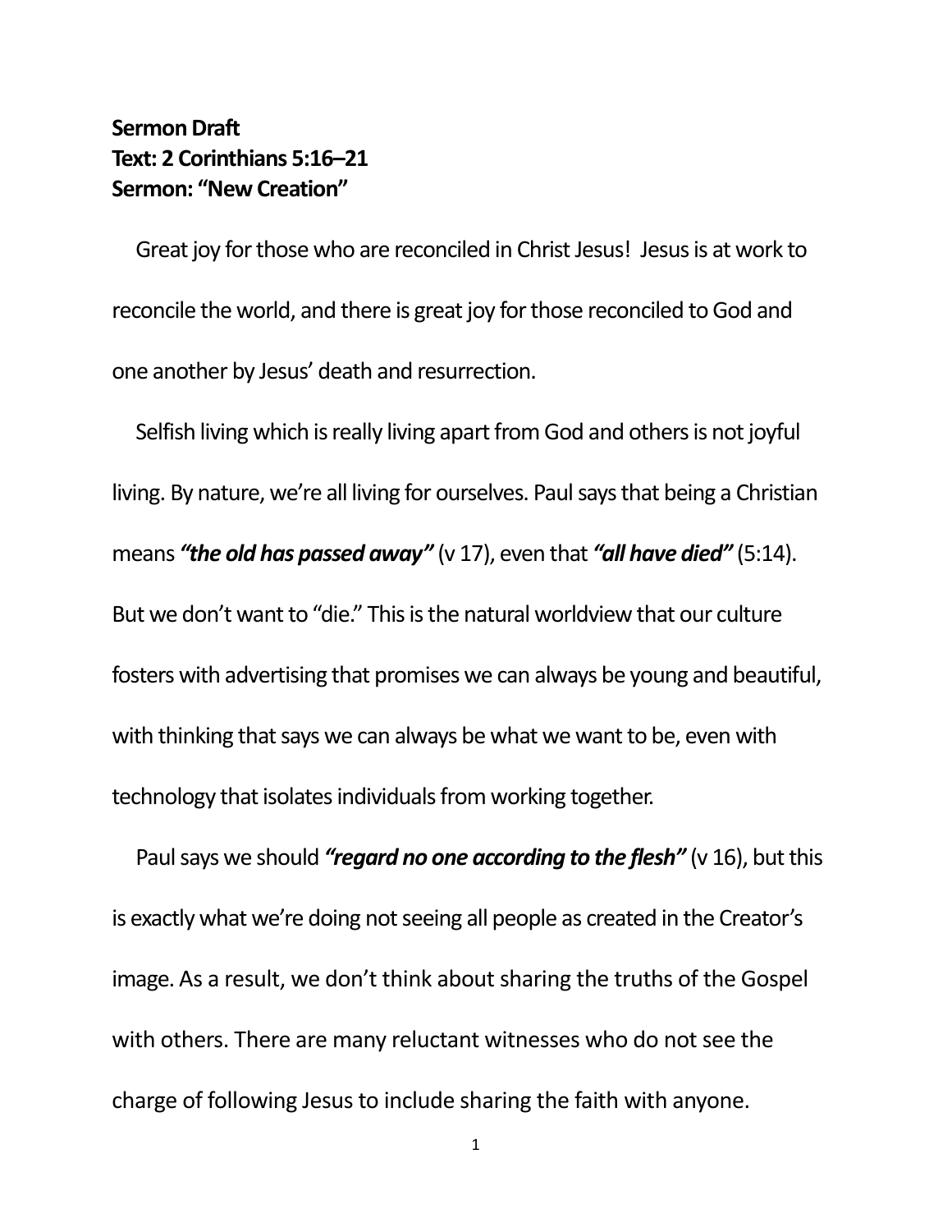**Sermon Draft**
**Text: 2 Corinthians 5:16–21**
**Sermon: "New Creation"**

Great joy for those who are reconciled in Christ Jesus! Jesus is at work to reconcile the world, and there is great joy for those reconciled to God and one another by Jesus' death and resurrection.

Selfish living which is really living apart from God and others is not joyful living. By nature, we're all living for ourselves. Paul says that being a Christian means ***"the old has passed away"*** (v 17), even that ***"all have died"*** (5:14). But we don't want to "die." This is the natural worldview that our culture fosters with advertising that promises we can always be young and beautiful, with thinking that says we can always be what we want to be, even with technology that isolates individuals from working together.

Paul says we should ***"regard no one according to the flesh"*** (v 16), but this is exactly what we're doing not seeing all people as created in the Creator's image. As a result, we don't think about sharing the truths of the Gospel with others. There are many reluctant witnesses who do not see the charge of following Jesus to include sharing the faith with anyone.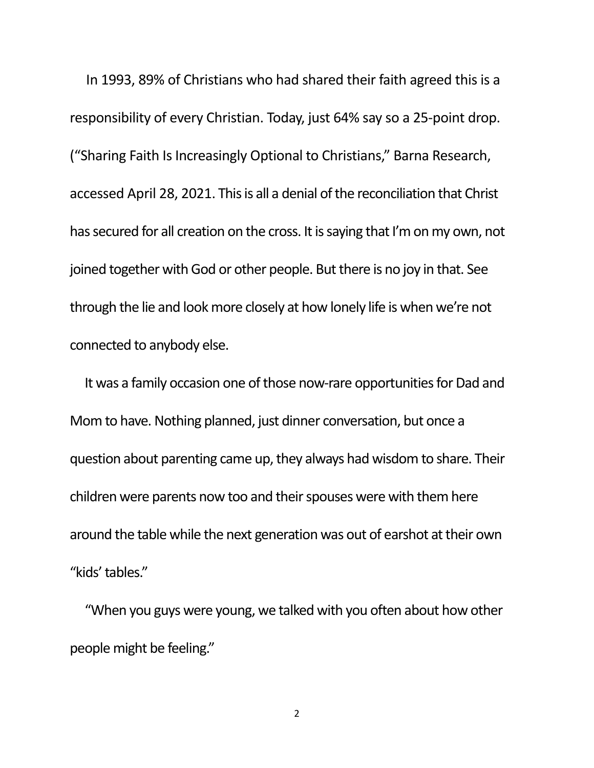In 1993, 89% of Christians who had shared their faith agreed this is a responsibility of every Christian. Today, just 64% say so a 25-point drop. ("Sharing Faith Is Increasingly Optional to Christians," Barna Research, accessed April 28, 2021. This is all a denial of the reconciliation that Christ has secured for all creation on the cross. It is saying that I'm on my own, not joined together with God or other people. But there is no joy in that. See through the lie and look more closely at how lonely life is when we're not connected to anybody else.

It was a family occasion one of those now-rare opportunities for Dad and Mom to have. Nothing planned, just dinner conversation, but once a question about parenting came up, they always had wisdom to share. Their children were parents now too and their spouses were with them here around the table while the next generation was out of earshot at their own "kids' tables."

"When you guys were young, we talked with you often about how other people might be feeling."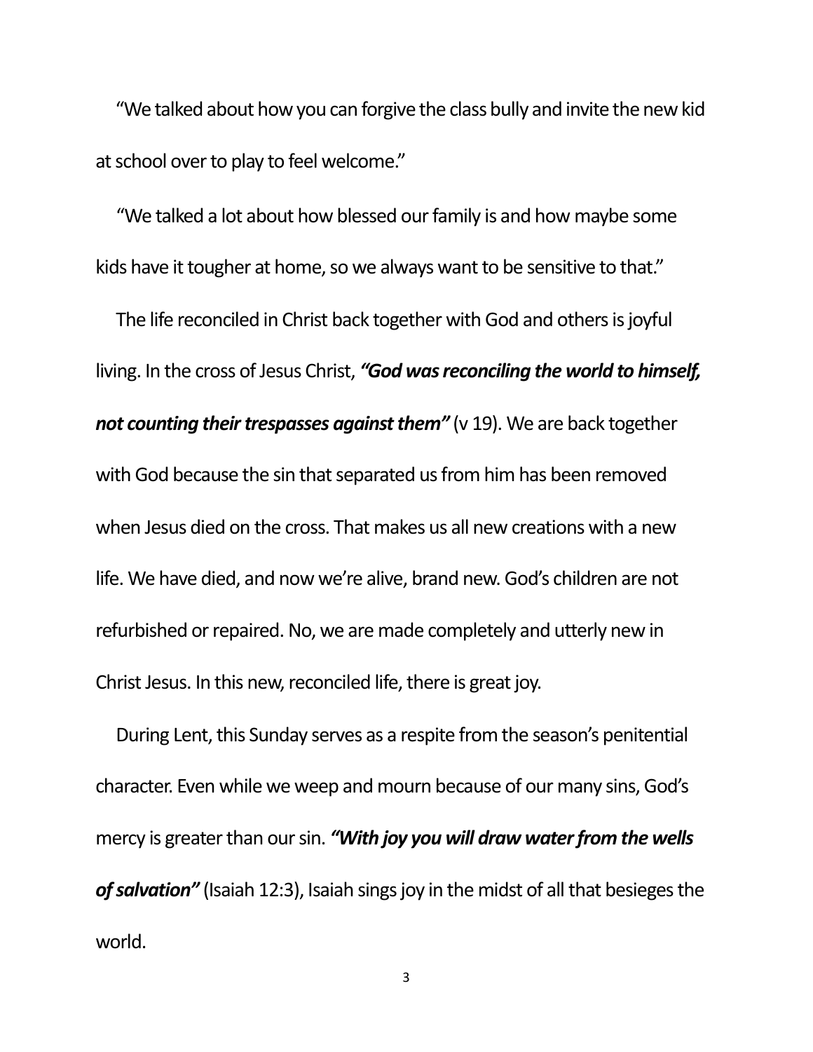"We talked about how you can forgive the class bully and invite the new kid at school over to play to feel welcome."

"We talked a lot about how blessed our family is and how maybe some kids have it tougher at home, so we always want to be sensitive to that."

The life reconciled in Christ back together with God and others is joyful living. In the cross of Jesus Christ, ***"God was reconciling the world to himself, not counting their trespasses against them"*** (v 19). We are back together with God because the sin that separated us from him has been removed when Jesus died on the cross. That makes us all new creations with a new life. We have died, and now we're alive, brand new. God's children are not refurbished or repaired. No, we are made completely and utterly new in Christ Jesus. In this new, reconciled life, there is great joy.

During Lent, this Sunday serves as a respite from the season's penitential character. Even while we weep and mourn because of our many sins, God's mercy is greater than our sin. ***"With joy you will draw water from the wells of salvation"*** (Isaiah 12:3), Isaiah sings joy in the midst of all that besieges the world.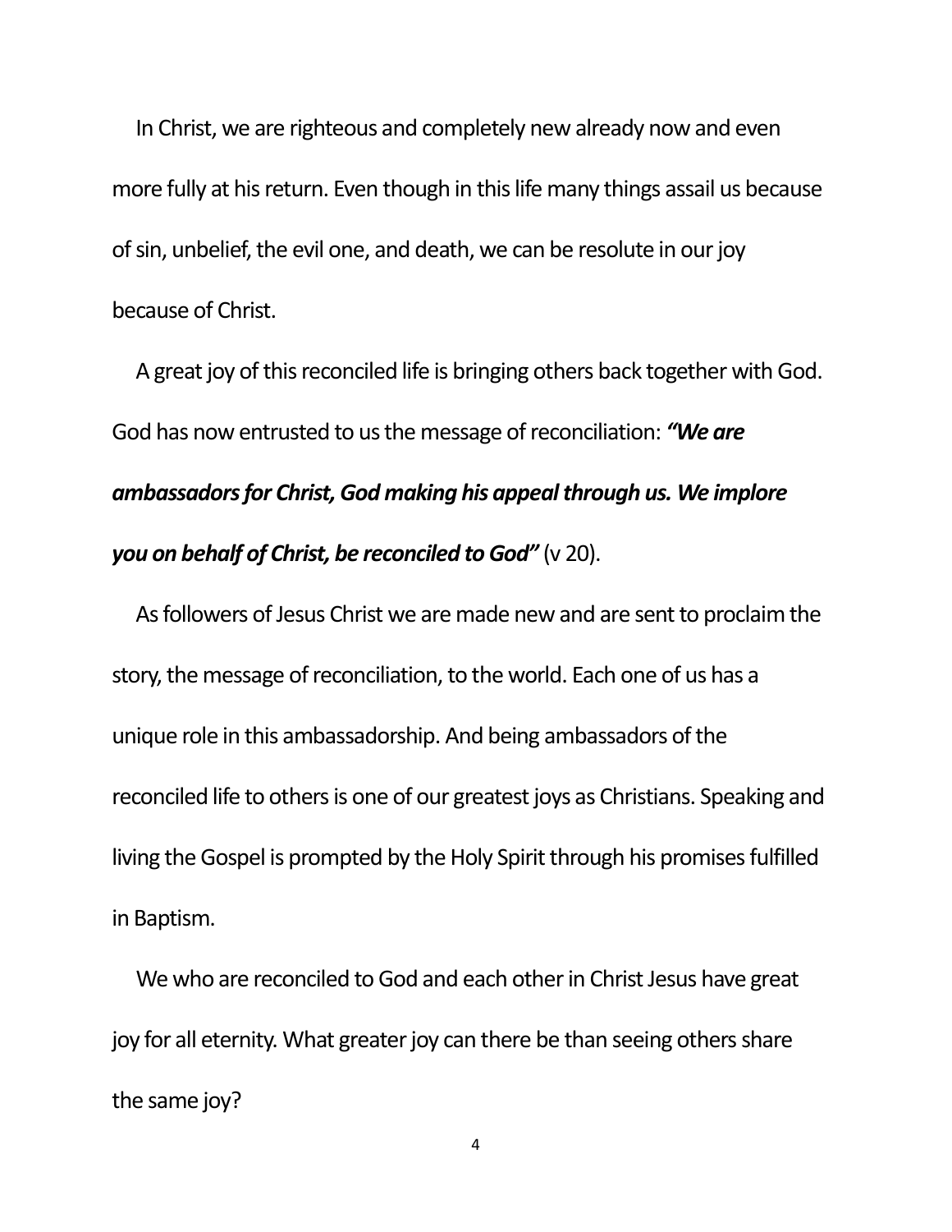In Christ, we are righteous and completely new already now and even more fully at his return. Even though in this life many things assail us because of sin, unbelief, the evil one, and death, we can be resolute in our joy because of Christ.

A great joy of this reconciled life is bringing others back together with God. God has now entrusted to us the message of reconciliation: ***"We are ambassadors for Christ, God making his appeal through us. We implore you on behalf of Christ, be reconciled to God"*** (v 20).

As followers of Jesus Christ we are made new and are sent to proclaim the story, the message of reconciliation, to the world. Each one of us has a unique role in this ambassadorship. And being ambassadors of the reconciled life to others is one of our greatest joys as Christians. Speaking and living the Gospel is prompted by the Holy Spirit through his promises fulfilled in Baptism.

We who are reconciled to God and each other in Christ Jesus have great joy for all eternity. What greater joy can there be than seeing others share the same joy?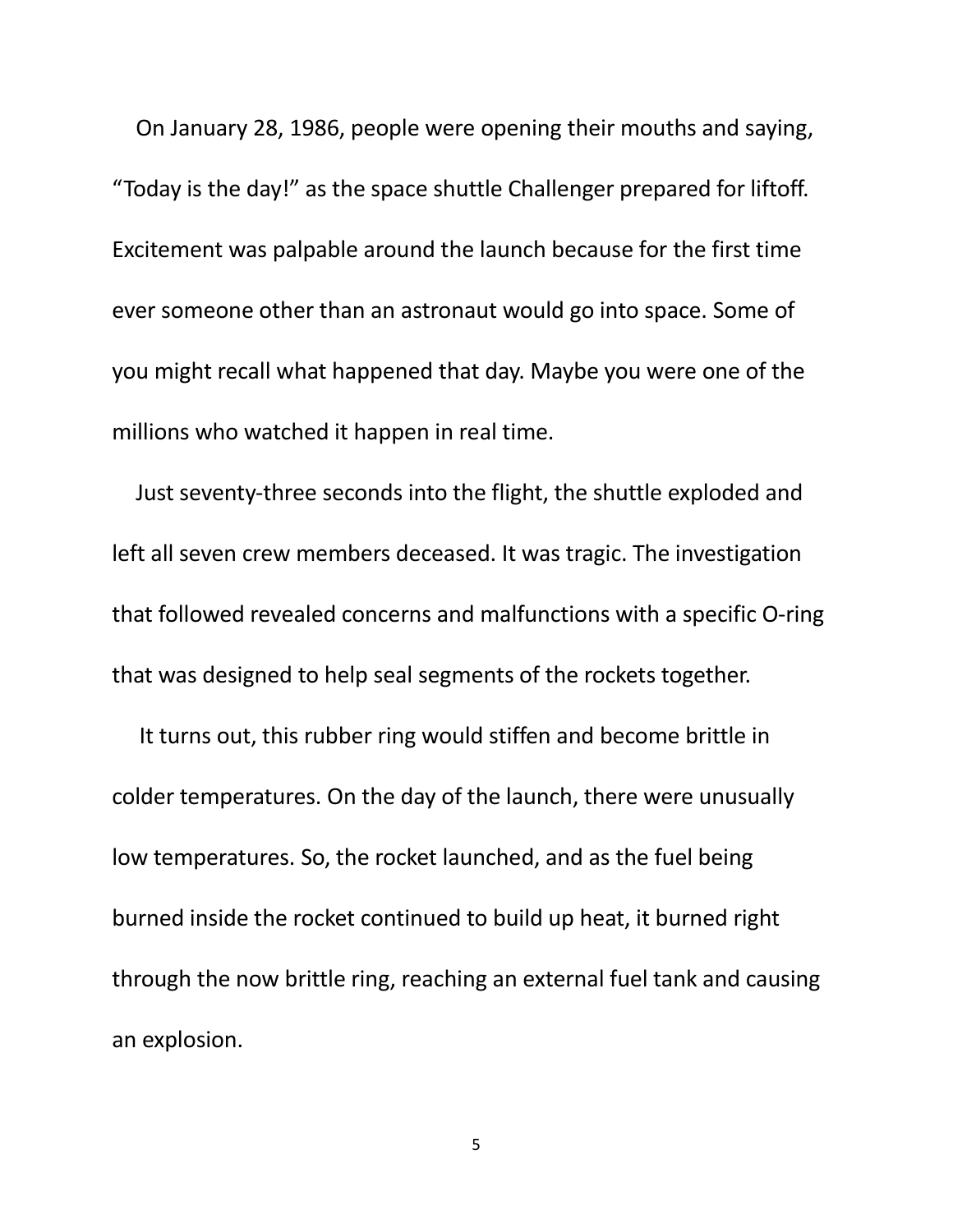On January 28, 1986, people were opening their mouths and saying, "Today is the day!" as the space shuttle Challenger prepared for liftoff. Excitement was palpable around the launch because for the first time ever someone other than an astronaut would go into space. Some of you might recall what happened that day. Maybe you were one of the millions who watched it happen in real time.

Just seventy-three seconds into the flight, the shuttle exploded and left all seven crew members deceased. It was tragic. The investigation that followed revealed concerns and malfunctions with a specific O-ring that was designed to help seal segments of the rockets together.

It turns out, this rubber ring would stiffen and become brittle in colder temperatures. On the day of the launch, there were unusually low temperatures. So, the rocket launched, and as the fuel being burned inside the rocket continued to build up heat, it burned right through the now brittle ring, reaching an external fuel tank and causing an explosion.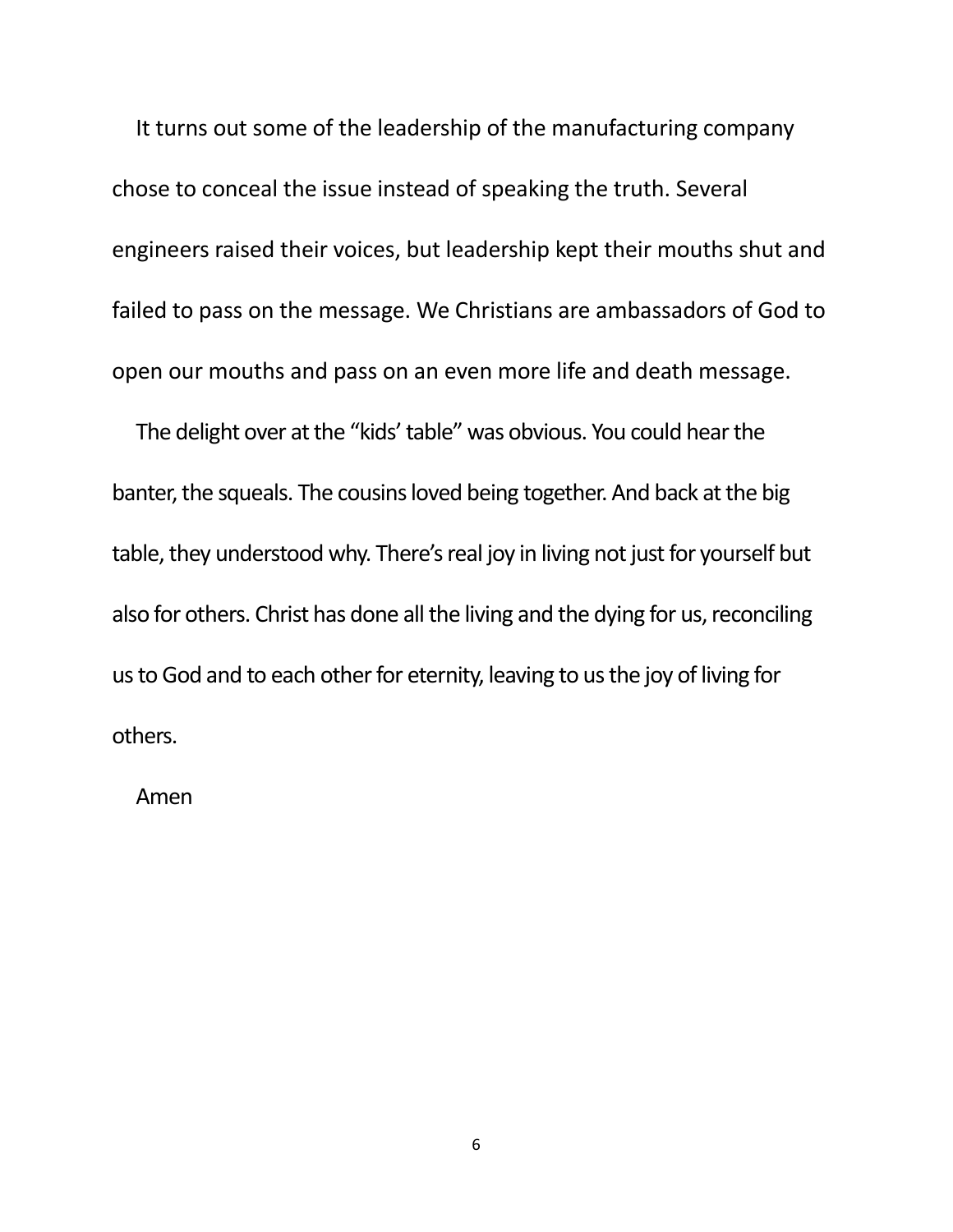It turns out some of the leadership of the manufacturing company chose to conceal the issue instead of speaking the truth. Several engineers raised their voices, but leadership kept their mouths shut and failed to pass on the message. We Christians are ambassadors of God to open our mouths and pass on an even more life and death message.

The delight over at the "kids' table" was obvious. You could hear the banter, the squeals. The cousins loved being together. And back at the big table, they understood why. There's real joy in living not just for yourself but also for others. Christ has done all the living and the dying for us, reconciling us to God and to each other for eternity, leaving to us the joy of living for others.

Amen